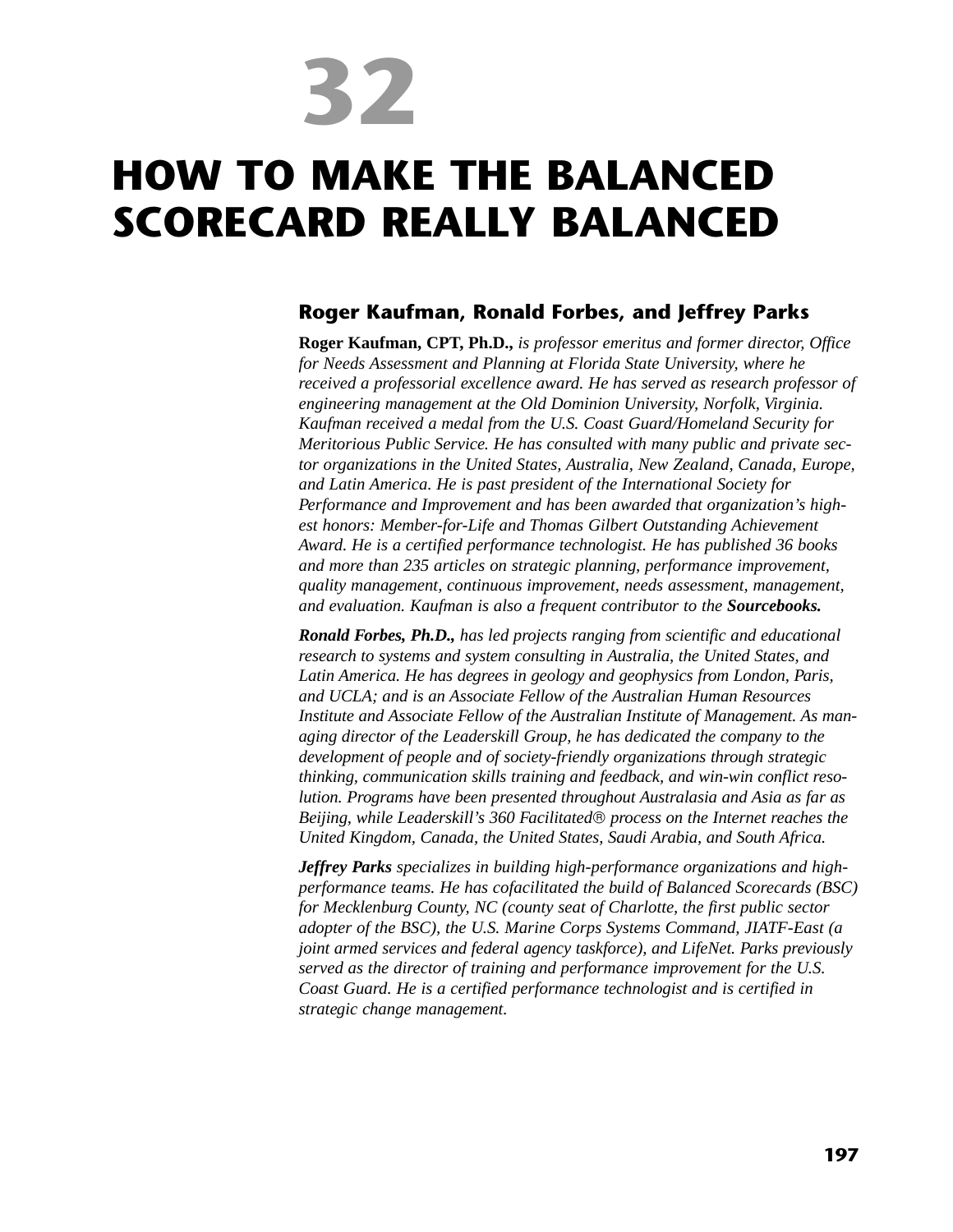# 32

# HOW TO MAKE THE BALANCED SCORECARD REALLY BALANCED

### Roger Kaufman, Ronald Forbes, and Jeffrey Parks

**Roger Kaufman, CPT, Ph.D.,** *is professor emeritus and former director, Office for Needs Assessment and Planning at Florida State University, where he received a professorial excellence award. He has served as research professor of engineering management at the Old Dominion University, Norfolk, Virginia. Kaufman received a medal from the U.S. Coast Guard/Homeland Security for Meritorious Public Service. He has consulted with many public and private sector organizations in the United States, Australia, New Zealand, Canada, Europe, and Latin America. He is past president of the International Society for Performance and Improvement and has been awarded that organization's highest honors: Member-for-Life and Thomas Gilbert Outstanding Achievement Award. He is a certified performance technologist. He has published 36 books and more than 235 articles on strategic planning, performance improvement, quality management, continuous improvement, needs assessment, management, and evaluation. Kaufman is also a frequent contributor to the* ***Sourcebooks.***

***Ronald Forbes, Ph.D.,*** *has led projects ranging from scientific and educational research to systems and system consulting in Australia, the United States, and Latin America. He has degrees in geology and geophysics from London, Paris, and UCLA; and is an Associate Fellow of the Australian Human Resources Institute and Associate Fellow of the Australian Institute of Management. As managing director of the Leaderskill Group, he has dedicated the company to the development of people and of society-friendly organizations through strategic thinking, communication skills training and feedback, and win-win conflict resolution. Programs have been presented throughout Australasia and Asia as far as Beijing, while Leaderskill's 360 Facilitated® process on the Internet reaches the United Kingdom, Canada, the United States, Saudi Arabia, and South Africa.*

***Jeffrey Parks*** *specializes in building high-performance organizations and high-performance teams. He has cofacilitated the build of Balanced Scorecards (BSC) for Mecklenburg County, NC (county seat of Charlotte, the first public sector adopter of the BSC), the U.S. Marine Corps Systems Command, JIATF-East (a joint armed services and federal agency taskforce), and LifeNet. Parks previously served as the director of training and performance improvement for the U.S. Coast Guard. He is a certified performance technologist and is certified in strategic change management.*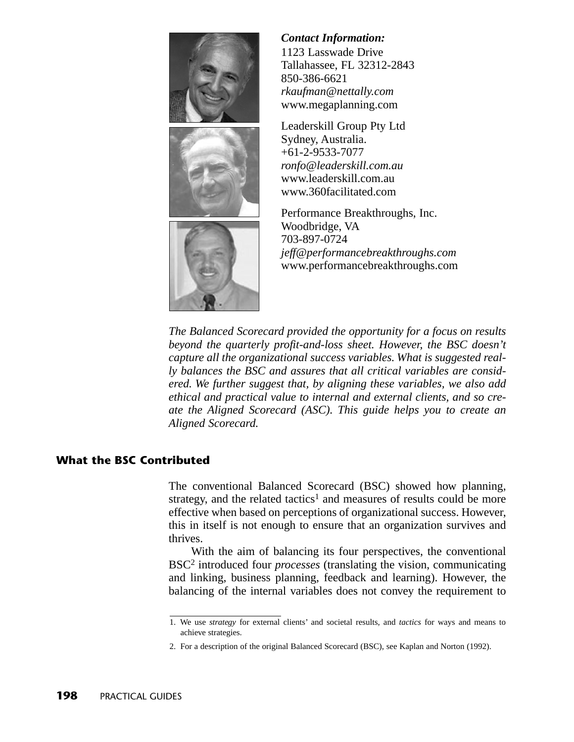*Contact Information:*
1123 Lasswade Drive
Tallahassee, FL 32312-2843
850-386-6621
*rkaufman@nettally.com*
www.megaplanning.com

Leaderskill Group Pty Ltd
Sydney, Australia.
+61-2-9533-7077
*ronfo@leaderskill.com.au*
www.leaderskill.com.au
www.360facilitated.com

Performance Breakthroughs, Inc.
Woodbridge, VA
703-897-0724
*jeff@performancebreakthroughs.com*
www.performancebreakthroughs.com

*The Balanced Scorecard provided the opportunity for a focus on results beyond the quarterly profit-and-loss sheet. However, the BSC doesn't capture all the organizational success variables. What is suggested really balances the BSC and assures that all critical variables are considered. We further suggest that, by aligning these variables, we also add ethical and practical value to internal and external clients, and so create the Aligned Scorecard (ASC). This guide helps you to create an Aligned Scorecard.*

## What the BSC Contributed

The conventional Balanced Scorecard (BSC) showed how planning, strategy, and the related tactics[1] and measures of results could be more effective when based on perceptions of organizational success. However, this in itself is not enough to ensure that an organization survives and thrives.

With the aim of balancing its four perspectives, the conventional BSC[2] introduced four *processes* (translating the vision, communicating and linking, business planning, feedback and learning). However, the balancing of the internal variables does not convey the requirement to

---

1. We use *strategy* for external clients' and societal results, and *tactics* for ways and means to achieve strategies.
2. For a description of the original Balanced Scorecard (BSC), see Kaplan and Norton (1992).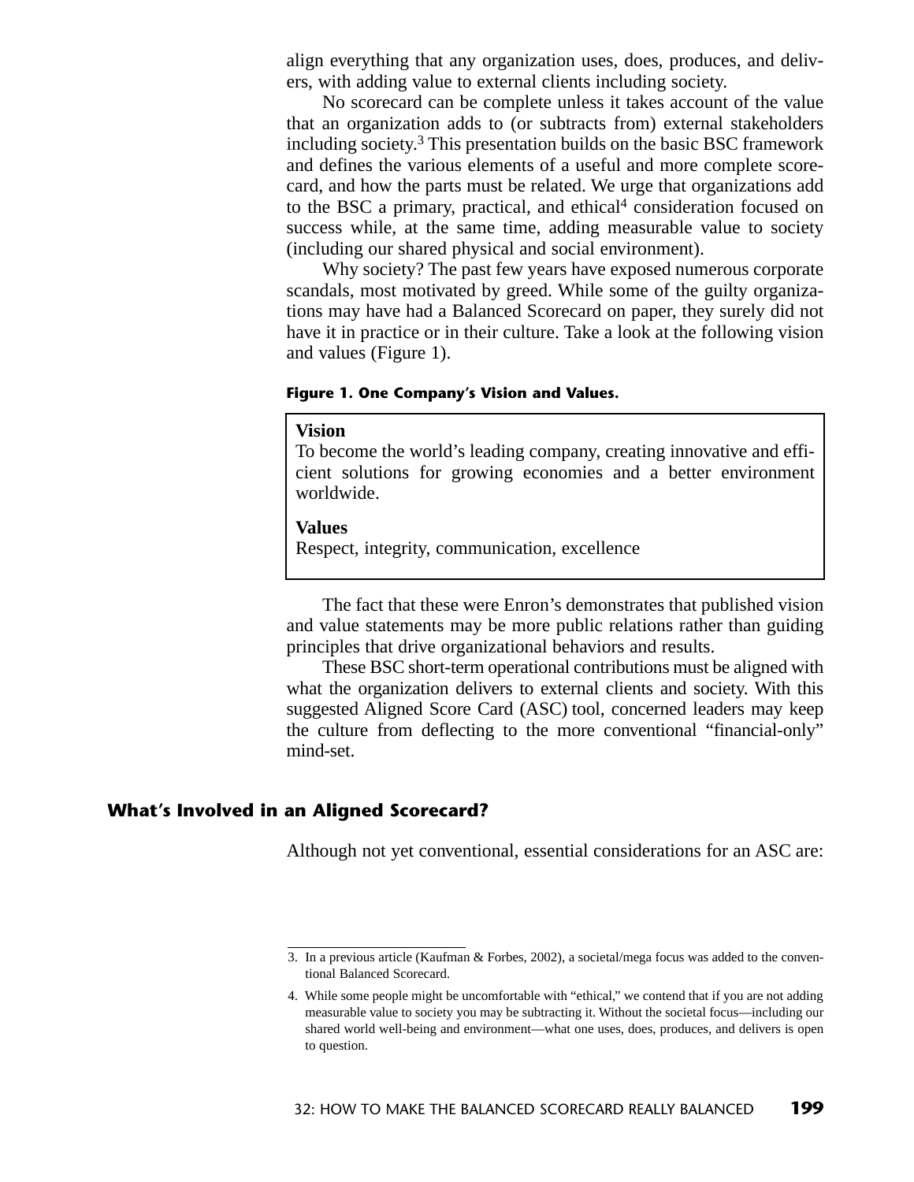align everything that any organization uses, does, produces, and delivers, with adding value to external clients including society.

No scorecard can be complete unless it takes account of the value that an organization adds to (or subtracts from) external stakeholders including society.[3] This presentation builds on the basic BSC framework and defines the various elements of a useful and more complete scorecard, and how the parts must be related. We urge that organizations add to the BSC a primary, practical, and ethical[4] consideration focused on success while, at the same time, adding measurable value to society (including our shared physical and social environment).

Why society? The past few years have exposed numerous corporate scandals, most motivated by greed. While some of the guilty organizations may have had a Balanced Scorecard on paper, they surely did not have it in practice or in their culture. Take a look at the following vision and values (Figure 1).

**Figure 1. One Company's Vision and Values.**

> **Vision**
> To become the world's leading company, creating innovative and efficient solutions for growing economies and a better environment worldwide.
>
> **Values**
> Respect, integrity, communication, excellence

The fact that these were Enron's demonstrates that published vision and value statements may be more public relations rather than guiding principles that drive organizational behaviors and results.

These BSC short-term operational contributions must be aligned with what the organization delivers to external clients and society. With this suggested Aligned Score Card (ASC) tool, concerned leaders may keep the culture from deflecting to the more conventional "financial-only" mind-set.

## What's Involved in an Aligned Scorecard?

Although not yet conventional, essential considerations for an ASC are:

---

3. In a previous article (Kaufman & Forbes, 2002), a societal/mega focus was added to the conventional Balanced Scorecard.

4. While some people might be uncomfortable with "ethical," we contend that if you are not adding measurable value to society you may be subtracting it. Without the societal focus—including our shared world well-being and environment—what one uses, does, produces, and delivers is open to question.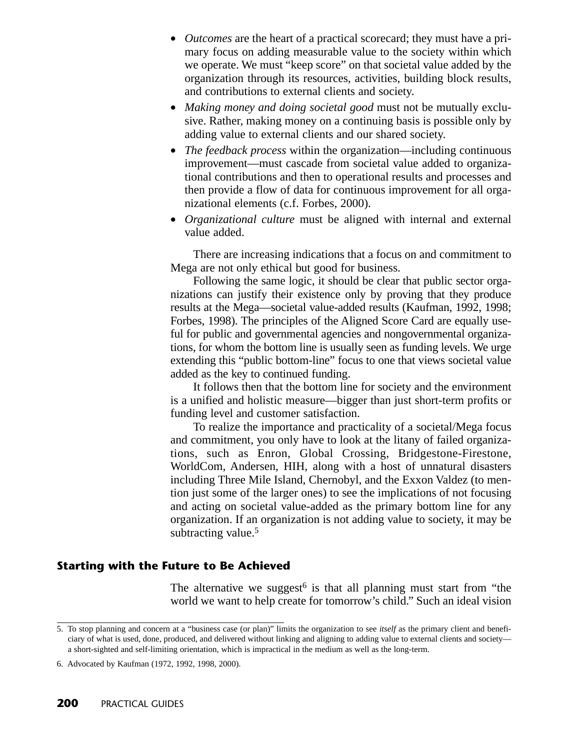- *Outcomes* are the heart of a practical scorecard; they must have a primary focus on adding measurable value to the society within which we operate. We must "keep score" on that societal value added by the organization through its resources, activities, building block results, and contributions to external clients and society.
- *Making money and doing societal good* must not be mutually exclusive. Rather, making money on a continuing basis is possible only by adding value to external clients and our shared society.
- *The feedback process* within the organization—including continuous improvement—must cascade from societal value added to organizational contributions and then to operational results and processes and then provide a flow of data for continuous improvement for all organizational elements (c.f. Forbes, 2000).
- *Organizational culture* must be aligned with internal and external value added.

There are increasing indications that a focus on and commitment to Mega are not only ethical but good for business.

Following the same logic, it should be clear that public sector organizations can justify their existence only by proving that they produce results at the Mega—societal value-added results (Kaufman, 1992, 1998; Forbes, 1998). The principles of the Aligned Score Card are equally useful for public and governmental agencies and nongovernmental organizations, for whom the bottom line is usually seen as funding levels. We urge extending this "public bottom-line" focus to one that views societal value added as the key to continued funding.

It follows then that the bottom line for society and the environment is a unified and holistic measure—bigger than just short-term profits or funding level and customer satisfaction.

To realize the importance and practicality of a societal/Mega focus and commitment, you only have to look at the litany of failed organizations, such as Enron, Global Crossing, Bridgestone-Firestone, WorldCom, Andersen, HIH, along with a host of unnatural disasters including Three Mile Island, Chernobyl, and the Exxon Valdez (to mention just some of the larger ones) to see the implications of not focusing and acting on societal value-added as the primary bottom line for any organization. If an organization is not adding value to society, it may be subtracting value.[5]

## Starting with the Future to Be Achieved

The alternative we suggest[6] is that all planning must start from "the world we want to help create for tomorrow's child." Such an ideal vision

5. To stop planning and concern at a "business case (or plan)" limits the organization to see *itself* as the primary client and beneficiary of what is used, done, produced, and delivered without linking and aligning to adding value to external clients and society—a short-sighted and self-limiting orientation, which is impractical in the medium as well as the long-term.

6. Advocated by Kaufman (1972, 1992, 1998, 2000).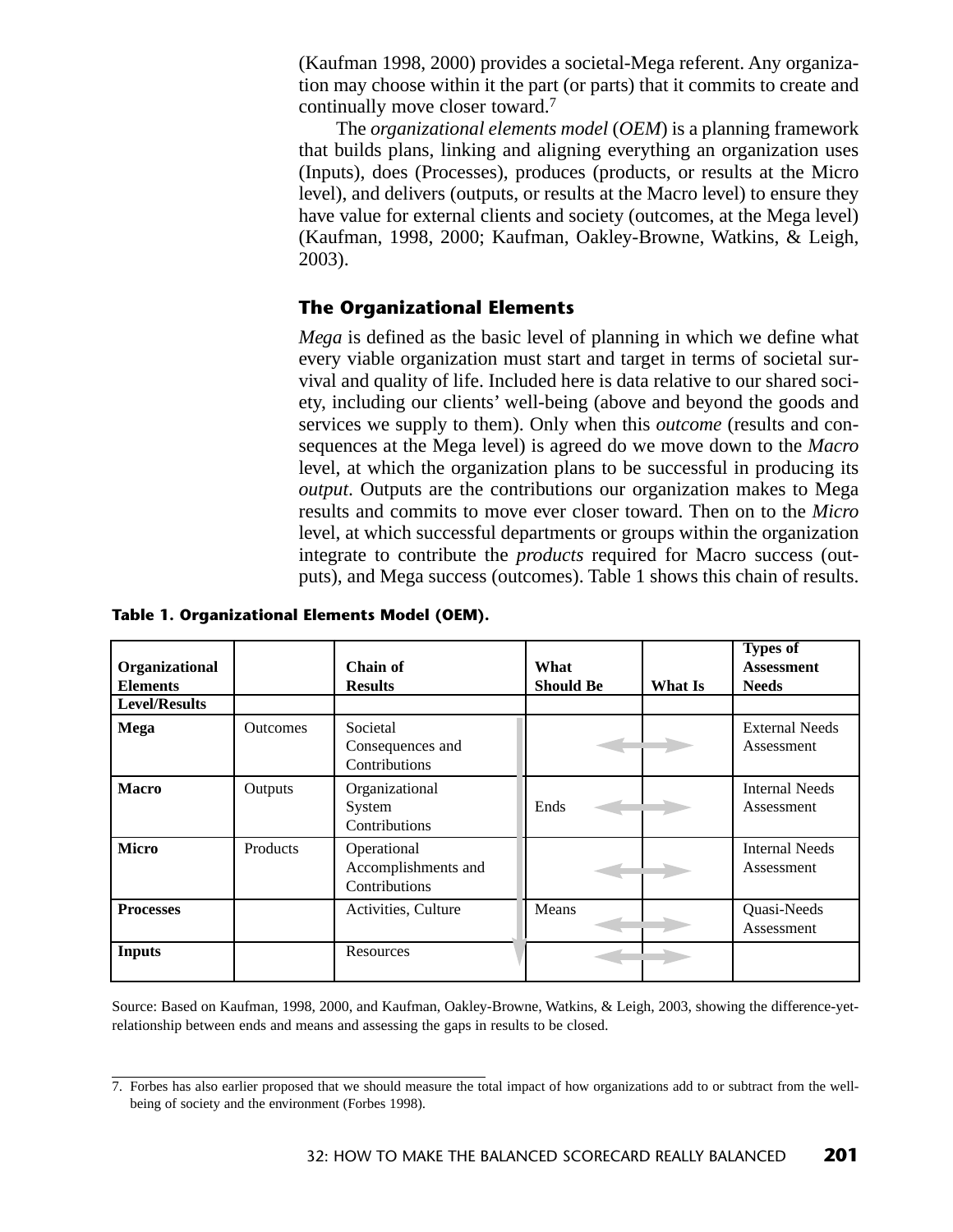(Kaufman 1998, 2000) provides a societal-Mega referent. Any organization may choose within it the part (or parts) that it commits to create and continually move closer toward.[7]

The *organizational elements model* (*OEM*) is a planning framework that builds plans, linking and aligning everything an organization uses (Inputs), does (Processes), produces (products, or results at the Micro level), and delivers (outputs, or results at the Macro level) to ensure they have value for external clients and society (outcomes, at the Mega level) (Kaufman, 1998, 2000; Kaufman, Oakley-Browne, Watkins, & Leigh, 2003).

### The Organizational Elements

*Mega* is defined as the basic level of planning in which we define what every viable organization must start and target in terms of societal survival and quality of life. Included here is data relative to our shared society, including our clients' well-being (above and beyond the goods and services we supply to them). Only when this *outcome* (results and consequences at the Mega level) is agreed do we move down to the *Macro* level, at which the organization plans to be successful in producing its *output*. Outputs are the contributions our organization makes to Mega results and commits to move ever closer toward. Then on to the *Micro* level, at which successful departments or groups within the organization integrate to contribute the *products* required for Macro success (outputs), and Mega success (outcomes). Table 1 shows this chain of results.

**Table 1. Organizational Elements Model (OEM).**

| Organizational Elements | | Chain of Results | What Should Be | What Is | Types of Assessment Needs |
|---|---|---|---|---|---|
| **Level/Results** | | | | | |
| **Mega** | Outcomes | Societal Consequences and Contributions | | | External Needs Assessment |
| **Macro** | Outputs | Organizational System Contributions | Ends | | Internal Needs Assessment |
| **Micro** | Products | Operational Accomplishments and Contributions | | | Internal Needs Assessment |
| **Processes** | | Activities, Culture | Means | | Quasi-Needs Assessment |
| **Inputs** | | Resources | | | |

Source: Based on Kaufman, 1998, 2000, and Kaufman, Oakley-Browne, Watkins, & Leigh, 2003, showing the difference-yet-relationship between ends and means and assessing the gaps in results to be closed.

---

7. Forbes has also earlier proposed that we should measure the total impact of how organizations add to or subtract from the well-being of society and the environment (Forbes 1998).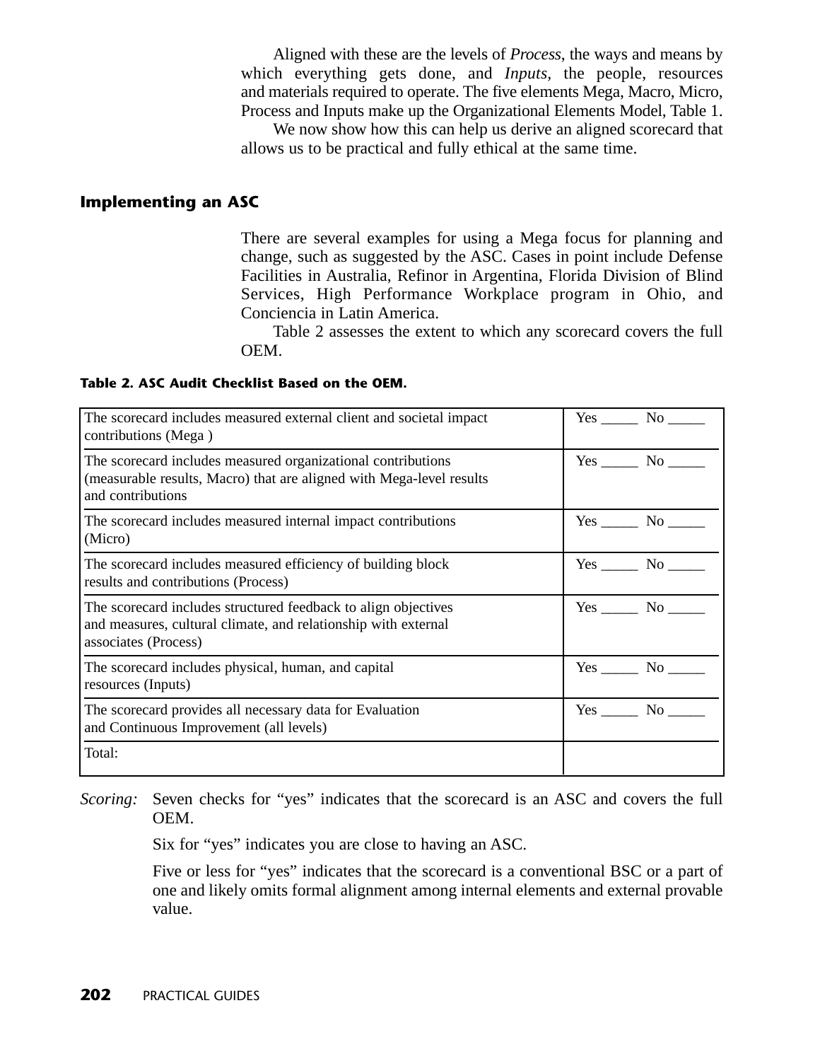Aligned with these are the levels of *Process*, the ways and means by which everything gets done, and *Inputs,* the people, resources and materials required to operate. The five elements Mega, Macro, Micro, Process and Inputs make up the Organizational Elements Model, Table 1.

We now show how this can help us derive an aligned scorecard that allows us to be practical and fully ethical at the same time.

## Implementing an ASC

There are several examples for using a Mega focus for planning and change, such as suggested by the ASC. Cases in point include Defense Facilities in Australia, Refinor in Argentina, Florida Division of Blind Services, High Performance Workplace program in Ohio, and Conciencia in Latin America.

Table 2 assesses the extent to which any scorecard covers the full OEM.

**Table 2. ASC Audit Checklist Based on the OEM.**

| | |
|---|---|
| The scorecard includes measured external client and societal impact contributions (Mega ) | Yes _____ No _____ |
| The scorecard includes measured organizational contributions (measurable results, Macro) that are aligned with Mega-level results and contributions | Yes _____ No _____ |
| The scorecard includes measured internal impact contributions (Micro) | Yes _____ No _____ |
| The scorecard includes measured efficiency of building block results and contributions (Process) | Yes _____ No _____ |
| The scorecard includes structured feedback to align objectives and measures, cultural climate, and relationship with external associates (Process) | Yes _____ No _____ |
| The scorecard includes physical, human, and capital resources (Inputs) | Yes _____ No _____ |
| The scorecard provides all necessary data for Evaluation and Continuous Improvement (all levels) | Yes _____ No _____ |
| Total: | |

*Scoring:* Seven checks for "yes" indicates that the scorecard is an ASC and covers the full OEM.

Six for "yes" indicates you are close to having an ASC.

Five or less for "yes" indicates that the scorecard is a conventional BSC or a part of one and likely omits formal alignment among internal elements and external provable value.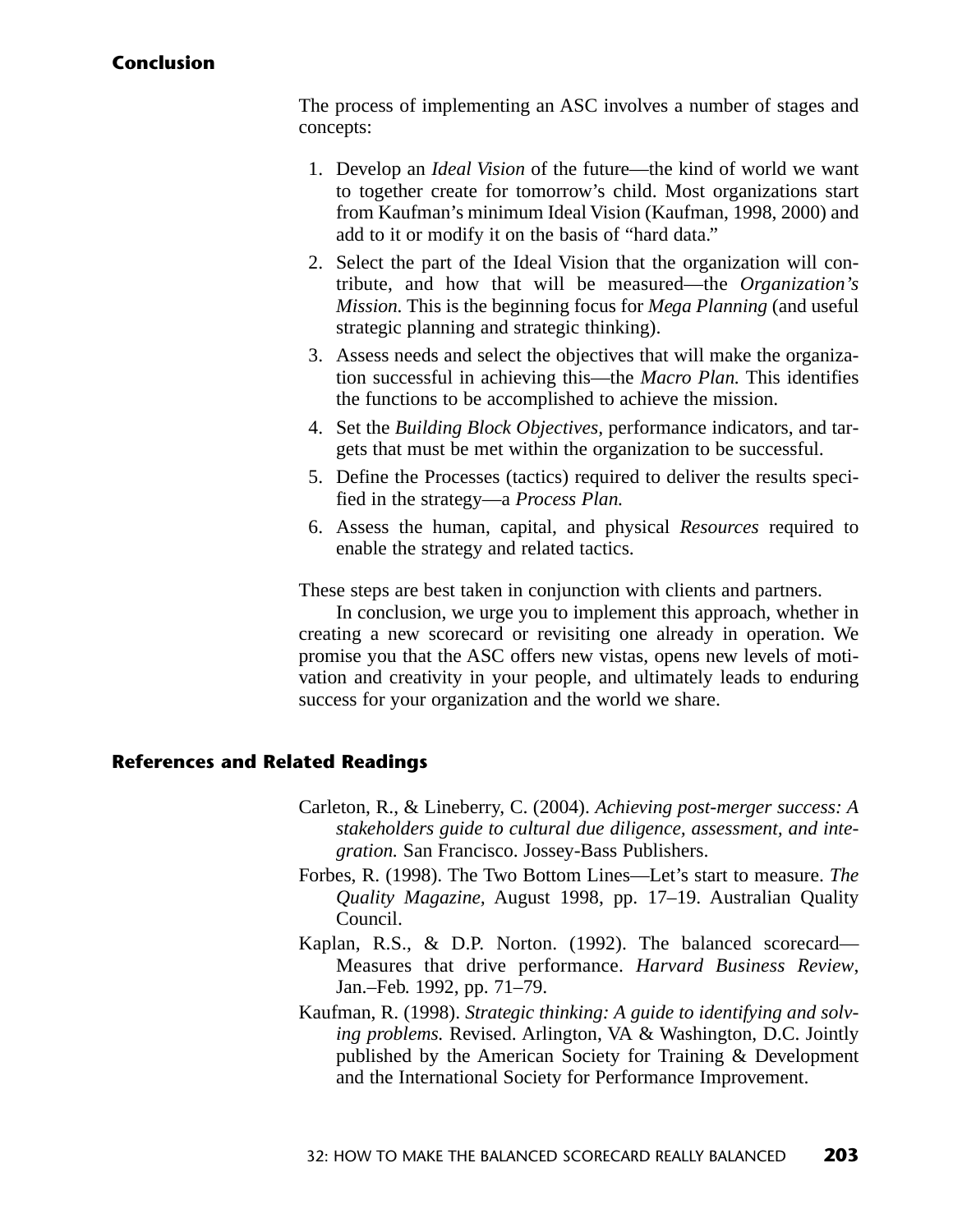## Conclusion

The process of implementing an ASC involves a number of stages and concepts:

1. Develop an *Ideal Vision* of the future—the kind of world we want to together create for tomorrow's child. Most organizations start from Kaufman's minimum Ideal Vision (Kaufman, 1998, 2000) and add to it or modify it on the basis of "hard data."
2. Select the part of the Ideal Vision that the organization will contribute, and how that will be measured—the *Organization's Mission.* This is the beginning focus for *Mega Planning* (and useful strategic planning and strategic thinking).
3. Assess needs and select the objectives that will make the organization successful in achieving this—the *Macro Plan.* This identifies the functions to be accomplished to achieve the mission.
4. Set the *Building Block Objectives,* performance indicators, and targets that must be met within the organization to be successful.
5. Define the Processes (tactics) required to deliver the results specified in the strategy—a *Process Plan.*
6. Assess the human, capital, and physical *Resources* required to enable the strategy and related tactics.

These steps are best taken in conjunction with clients and partners.

In conclusion, we urge you to implement this approach, whether in creating a new scorecard or revisiting one already in operation. We promise you that the ASC offers new vistas, opens new levels of motivation and creativity in your people, and ultimately leads to enduring success for your organization and the world we share.

## References and Related Readings

Carleton, R., & Lineberry, C. (2004). *Achieving post-merger success: A stakeholders guide to cultural due diligence, assessment, and integration.* San Francisco. Jossey-Bass Publishers.

Forbes, R. (1998). The Two Bottom Lines—Let's start to measure. *The Quality Magazine,* August 1998, pp. 17–19. Australian Quality Council.

Kaplan, R.S., & D.P. Norton. (1992). The balanced scorecard—Measures that drive performance. *Harvard Business Review*, Jan.–Feb. 1992, pp. 71–79.

Kaufman, R. (1998). *Strategic thinking: A guide to identifying and solving problems.* Revised. Arlington, VA & Washington, D.C. Jointly published by the American Society for Training & Development and the International Society for Performance Improvement.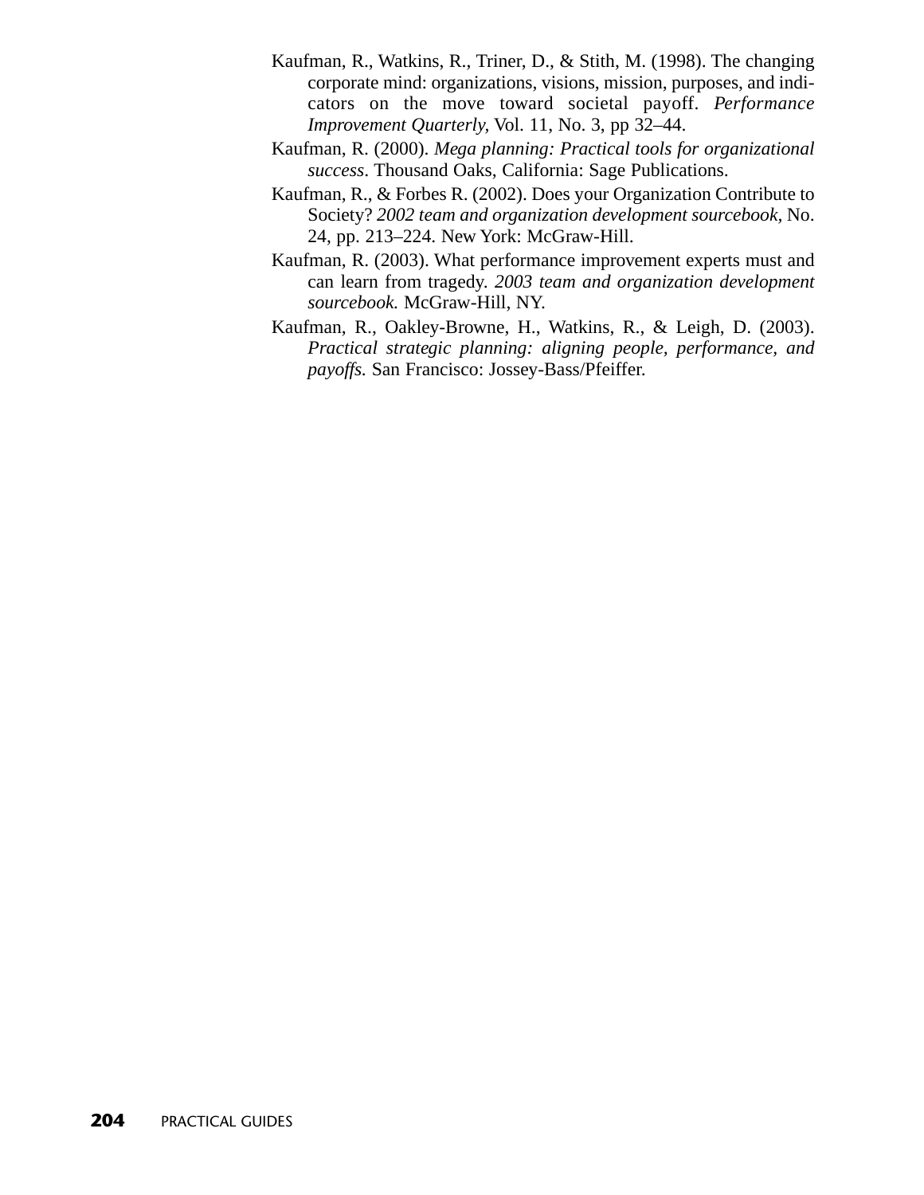Kaufman, R., Watkins, R., Triner, D., & Stith, M. (1998). The changing corporate mind: organizations, visions, mission, purposes, and indicators on the move toward societal payoff. *Performance Improvement Quarterly,* Vol. 11, No. 3, pp 32–44.

Kaufman, R. (2000). *Mega planning: Practical tools for organizational success*. Thousand Oaks, California: Sage Publications.

Kaufman, R., & Forbes R. (2002). Does your Organization Contribute to Society? *2002 team and organization development sourcebook,* No. 24, pp. 213–224. New York: McGraw-Hill.

Kaufman, R. (2003). What performance improvement experts must and can learn from tragedy. *2003 team and organization development sourcebook.* McGraw-Hill, NY.

Kaufman, R., Oakley-Browne, H., Watkins, R., & Leigh, D. (2003). *Practical strategic planning: aligning people, performance, and payoffs.* San Francisco: Jossey-Bass/Pfeiffer.